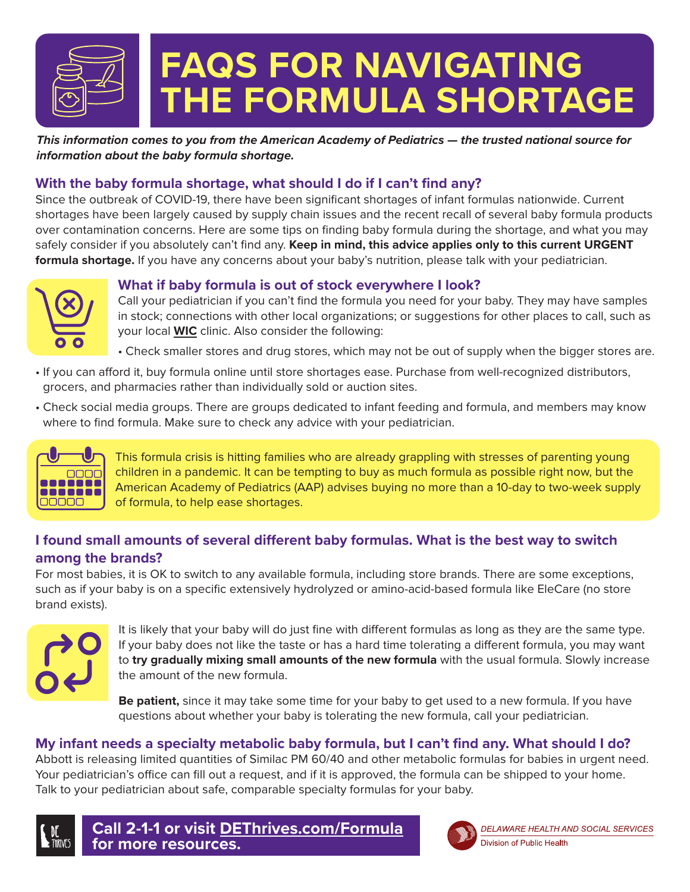# FAQS FOR NAVIGATING THE FORMULA SHORTAGE

***This information comes to you from the American Academy of Pediatrics — the trusted national source for information about the baby formula shortage.***

## With the baby formula shortage, what should I do if I can't find any?

Since the outbreak of COVID-19, there have been significant shortages of infant formulas nationwide. Current shortages have been largely caused by supply chain issues and the recent recall of several baby formula products over contamination concerns. Here are some tips on finding baby formula during the shortage, and what you may safely consider if you absolutely can't find any. **Keep in mind, this advice applies only to this current URGENT formula shortage.** If you have any concerns about your baby's nutrition, please talk with your pediatrician.

### What if baby formula is out of stock everywhere I look?

Call your pediatrician if you can't find the formula you need for your baby. They may have samples in stock; connections with other local organizations; or suggestions for other places to call, such as your local **WIC** clinic. Also consider the following:

- Check smaller stores and drug stores, which may not be out of supply when the bigger stores are.
- If you can afford it, buy formula online until store shortages ease. Purchase from well-recognized distributors, grocers, and pharmacies rather than individually sold or auction sites.
- Check social media groups. There are groups dedicated to infant feeding and formula, and members may know where to find formula. Make sure to check any advice with your pediatrician.

This formula crisis is hitting families who are already grappling with stresses of parenting young children in a pandemic. It can be tempting to buy as much formula as possible right now, but the American Academy of Pediatrics (AAP) advises buying no more than a 10-day to two-week supply of formula, to help ease shortages.

## I found small amounts of several different baby formulas. What is the best way to switch among the brands?

For most babies, it is OK to switch to any available formula, including store brands. There are some exceptions, such as if your baby is on a specific extensively hydrolyzed or amino-acid-based formula like EleCare (no store brand exists).

It is likely that your baby will do just fine with different formulas as long as they are the same type. If your baby does not like the taste or has a hard time tolerating a different formula, you may want to **try gradually mixing small amounts of the new formula** with the usual formula. Slowly increase the amount of the new formula.

**Be patient,** since it may take some time for your baby to get used to a new formula. If you have questions about whether your baby is tolerating the new formula, call your pediatrician.

## My infant needs a specialty metabolic baby formula, but I can't find any. What should I do?

Abbott is releasing limited quantities of Similac PM 60/40 and other metabolic formulas for babies in urgent need. Your pediatrician's office can fill out a request, and if it is approved, the formula can be shipped to your home. Talk to your pediatrician about safe, comparable specialty formulas for your baby.

**Call 2-1-1 or visit DEThrives.com/Formula for more resources.**

DELAWARE HEALTH AND SOCIAL SERVICES
Division of Public Health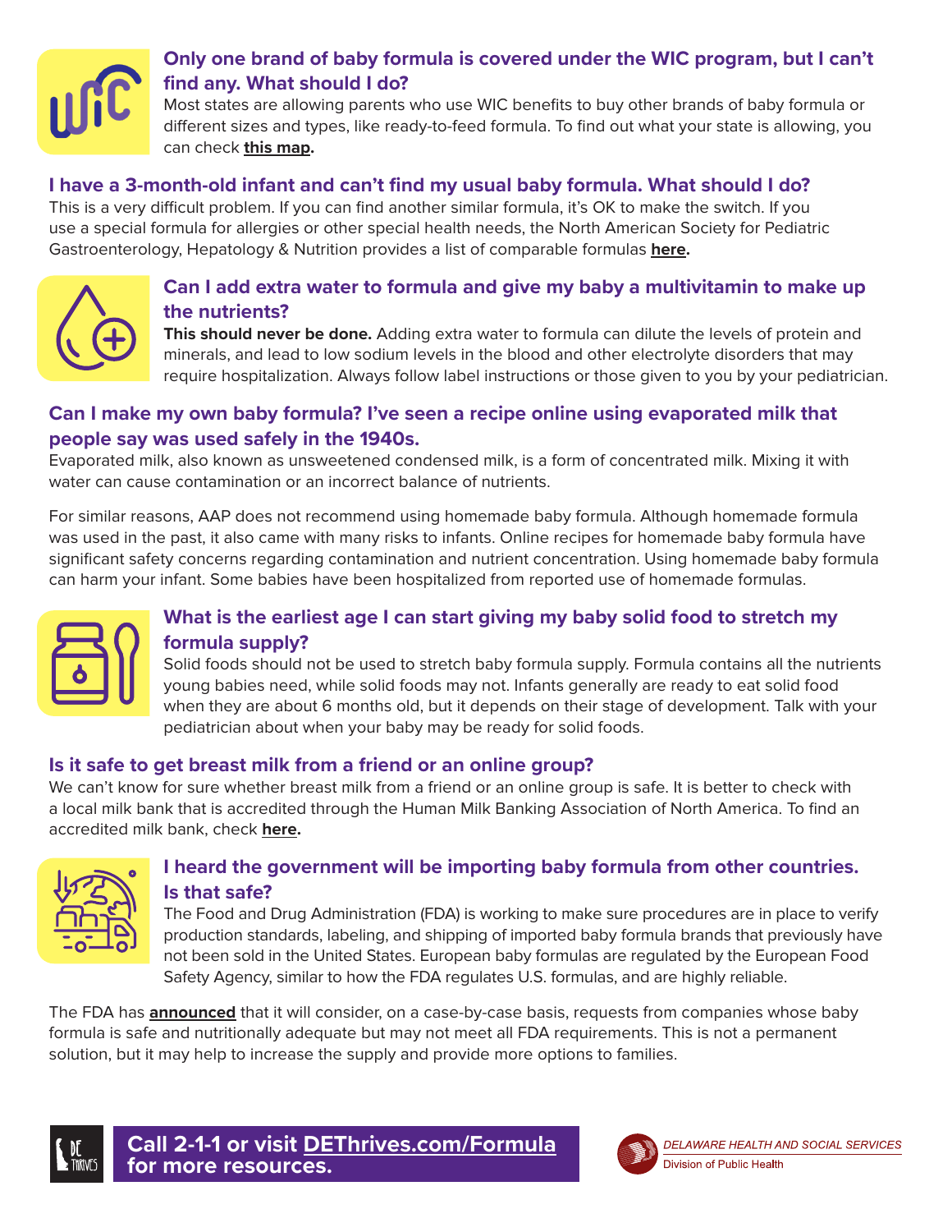### Only one brand of baby formula is covered under the WIC program, but I can't find any. What should I do?

Most states are allowing parents who use WIC benefits to buy other brands of baby formula or different sizes and types, like ready-to-feed formula. To find out what your state is allowing, you can check **this map.**

### I have a 3-month-old infant and can't find my usual baby formula. What should I do?

This is a very difficult problem. If you can find another similar formula, it's OK to make the switch. If you use a special formula for allergies or other special health needs, the North American Society for Pediatric Gastroenterology, Hepatology & Nutrition provides a list of comparable formulas **here.**

### Can I add extra water to formula and give my baby a multivitamin to make up the nutrients?

**This should never be done.** Adding extra water to formula can dilute the levels of protein and minerals, and lead to low sodium levels in the blood and other electrolyte disorders that may require hospitalization. Always follow label instructions or those given to you by your pediatrician.

### Can I make my own baby formula? I've seen a recipe online using evaporated milk that people say was used safely in the 1940s.

Evaporated milk, also known as unsweetened condensed milk, is a form of concentrated milk. Mixing it with water can cause contamination or an incorrect balance of nutrients.

For similar reasons, AAP does not recommend using homemade baby formula. Although homemade formula was used in the past, it also came with many risks to infants. Online recipes for homemade baby formula have significant safety concerns regarding contamination and nutrient concentration. Using homemade baby formula can harm your infant. Some babies have been hospitalized from reported use of homemade formulas.

### What is the earliest age I can start giving my baby solid food to stretch my formula supply?

Solid foods should not be used to stretch baby formula supply. Formula contains all the nutrients young babies need, while solid foods may not. Infants generally are ready to eat solid food when they are about 6 months old, but it depends on their stage of development. Talk with your pediatrician about when your baby may be ready for solid foods.

### Is it safe to get breast milk from a friend or an online group?

We can't know for sure whether breast milk from a friend or an online group is safe. It is better to check with a local milk bank that is accredited through the Human Milk Banking Association of North America. To find an accredited milk bank, check **here.**

### I heard the government will be importing baby formula from other countries. Is that safe?

The Food and Drug Administration (FDA) is working to make sure procedures are in place to verify production standards, labeling, and shipping of imported baby formula brands that previously have not been sold in the United States. European baby formulas are regulated by the European Food Safety Agency, similar to how the FDA regulates U.S. formulas, and are highly reliable.

The FDA has **announced** that it will consider, on a case-by-case basis, requests from companies whose baby formula is safe and nutritionally adequate but may not meet all FDA requirements. This is not a permanent solution, but it may help to increase the supply and provide more options to families.

**Call 2-1-1 or visit DEThrives.com/Formula for more resources.**

DELAWARE HEALTH AND SOCIAL SERVICES
Division of Public Health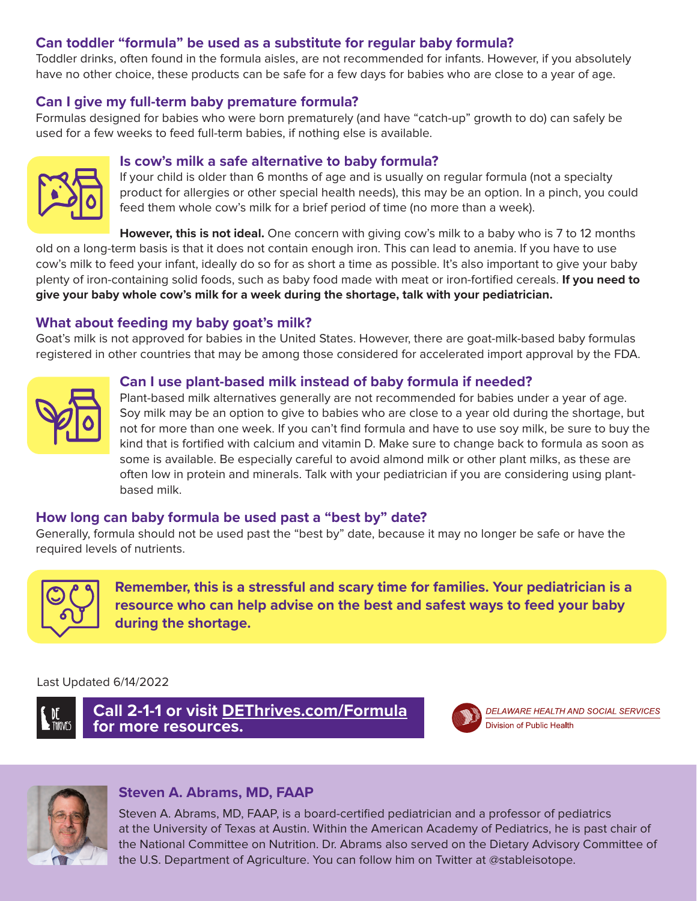### Can toddler “formula” be used as a substitute for regular baby formula?

Toddler drinks, often found in the formula aisles, are not recommended for infants. However, if you absolutely have no other choice, these products can be safe for a few days for babies who are close to a year of age.

### Can I give my full-term baby premature formula?

Formulas designed for babies who were born prematurely (and have “catch-up” growth to do) can safely be used for a few weeks to feed full-term babies, if nothing else is available.

### Is cow’s milk a safe alternative to baby formula?

If your child is older than 6 months of age and is usually on regular formula (not a specialty product for allergies or other special health needs), this may be an option. In a pinch, you could feed them whole cow’s milk for a brief period of time (no more than a week).

**However, this is not ideal.** One concern with giving cow’s milk to a baby who is 7 to 12 months old on a long-term basis is that it does not contain enough iron. This can lead to anemia. If you have to use cow’s milk to feed your infant, ideally do so for as short a time as possible. It’s also important to give your baby plenty of iron-containing solid foods, such as baby food made with meat or iron-fortified cereals. **If you need to give your baby whole cow’s milk for a week during the shortage, talk with your pediatrician.**

### What about feeding my baby goat’s milk?

Goat’s milk is not approved for babies in the United States. However, there are goat-milk-based baby formulas registered in other countries that may be among those considered for accelerated import approval by the FDA.

### Can I use plant-based milk instead of baby formula if needed?

Plant-based milk alternatives generally are not recommended for babies under a year of age. Soy milk may be an option to give to babies who are close to a year old during the shortage, but not for more than one week. If you can’t find formula and have to use soy milk, be sure to buy the kind that is fortified with calcium and vitamin D. Make sure to change back to formula as soon as some is available. Be especially careful to avoid almond milk or other plant milks, as these are often low in protein and minerals. Talk with your pediatrician if you are considering using plant-based milk.

### How long can baby formula be used past a “best by” date?

Generally, formula should not be used past the “best by” date, because it may no longer be safe or have the required levels of nutrients.

**Remember, this is a stressful and scary time for families. Your pediatrician is a resource who can help advise on the best and safest ways to feed your baby during the shortage.**

Last Updated 6/14/2022

**Call 2-1-1 or visit DEThrives.com/Formula for more resources.**

*DELAWARE HEALTH AND SOCIAL SERVICES*
Division of Public Health

### Steven A. Abrams, MD, FAAP

Steven A. Abrams, MD, FAAP, is a board-certified pediatrician and a professor of pediatrics at the University of Texas at Austin. Within the American Academy of Pediatrics, he is past chair of the National Committee on Nutrition. Dr. Abrams also served on the Dietary Advisory Committee of the U.S. Department of Agriculture. You can follow him on Twitter at @stableisotope.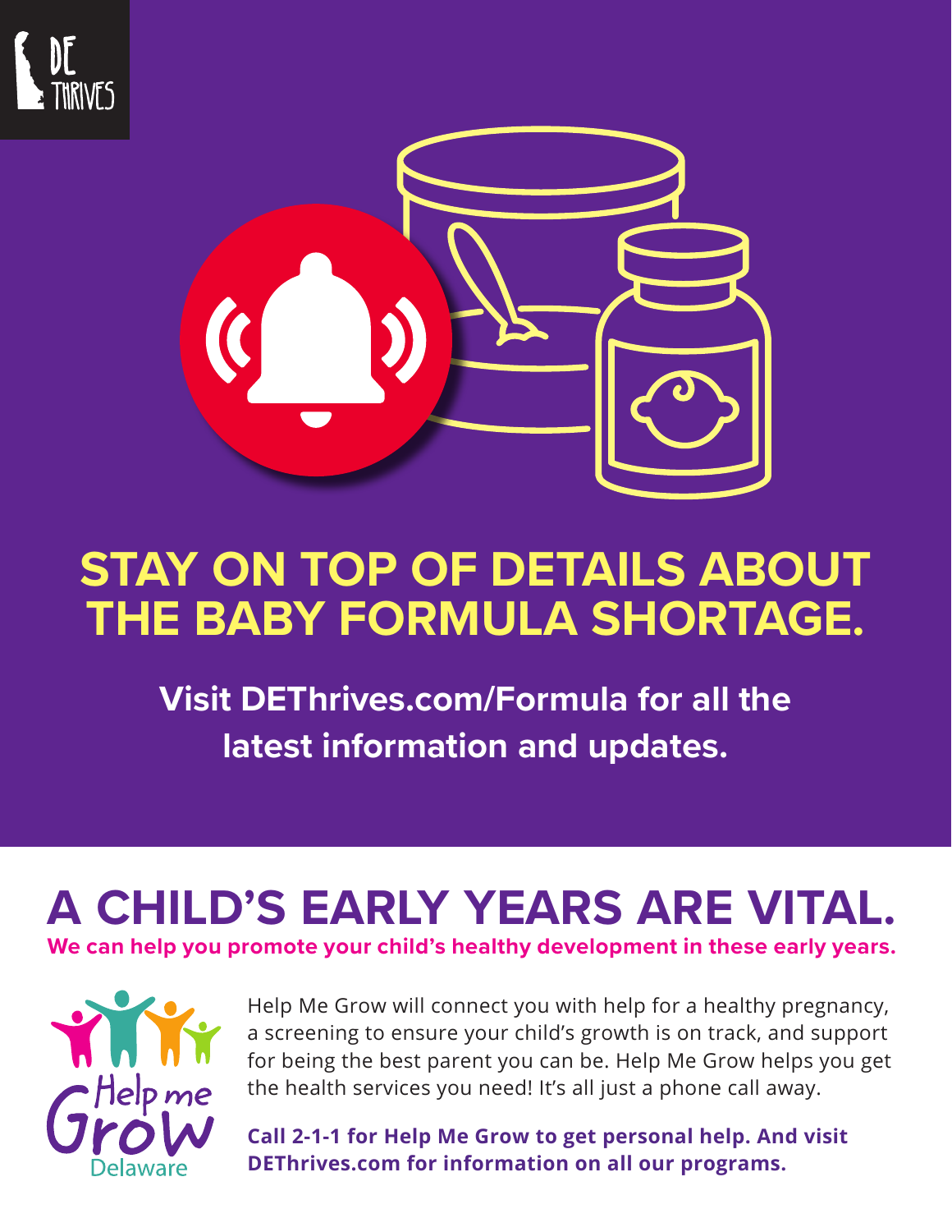DE THRIVES

# STAY ON TOP OF DETAILS ABOUT THE BABY FORMULA SHORTAGE.

**Visit DEThrives.com/Formula for all the latest information and updates.**

# A CHILD'S EARLY YEARS ARE VITAL.

**We can help you promote your child's healthy development in these early years.**

Help me Grow Delaware

Help Me Grow will connect you with help for a healthy pregnancy, a screening to ensure your child's growth is on track, and support for being the best parent you can be. Help Me Grow helps you get the health services you need! It's all just a phone call away.

**Call 2-1-1 for Help Me Grow to get personal help. And visit DEThrives.com for information on all our programs.**